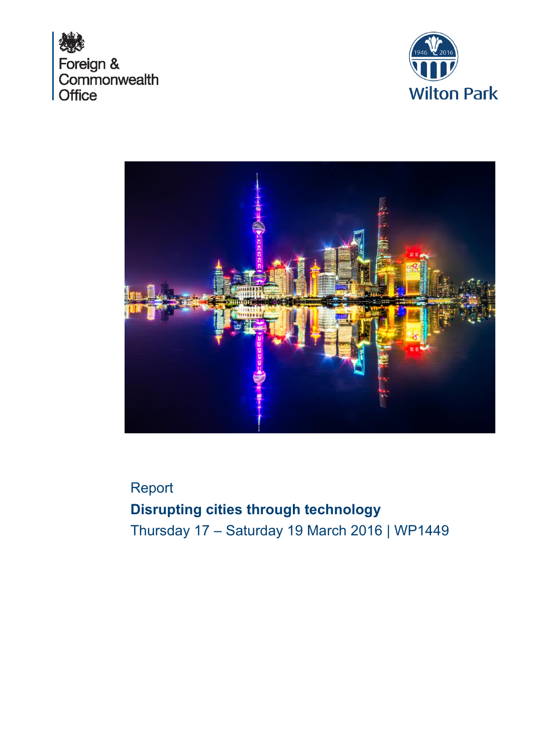Foreign & Commonwealth Office

Wilton Park

Report

# Disrupting cities through technology

Thursday 17 – Saturday 19 March 2016 | WP1449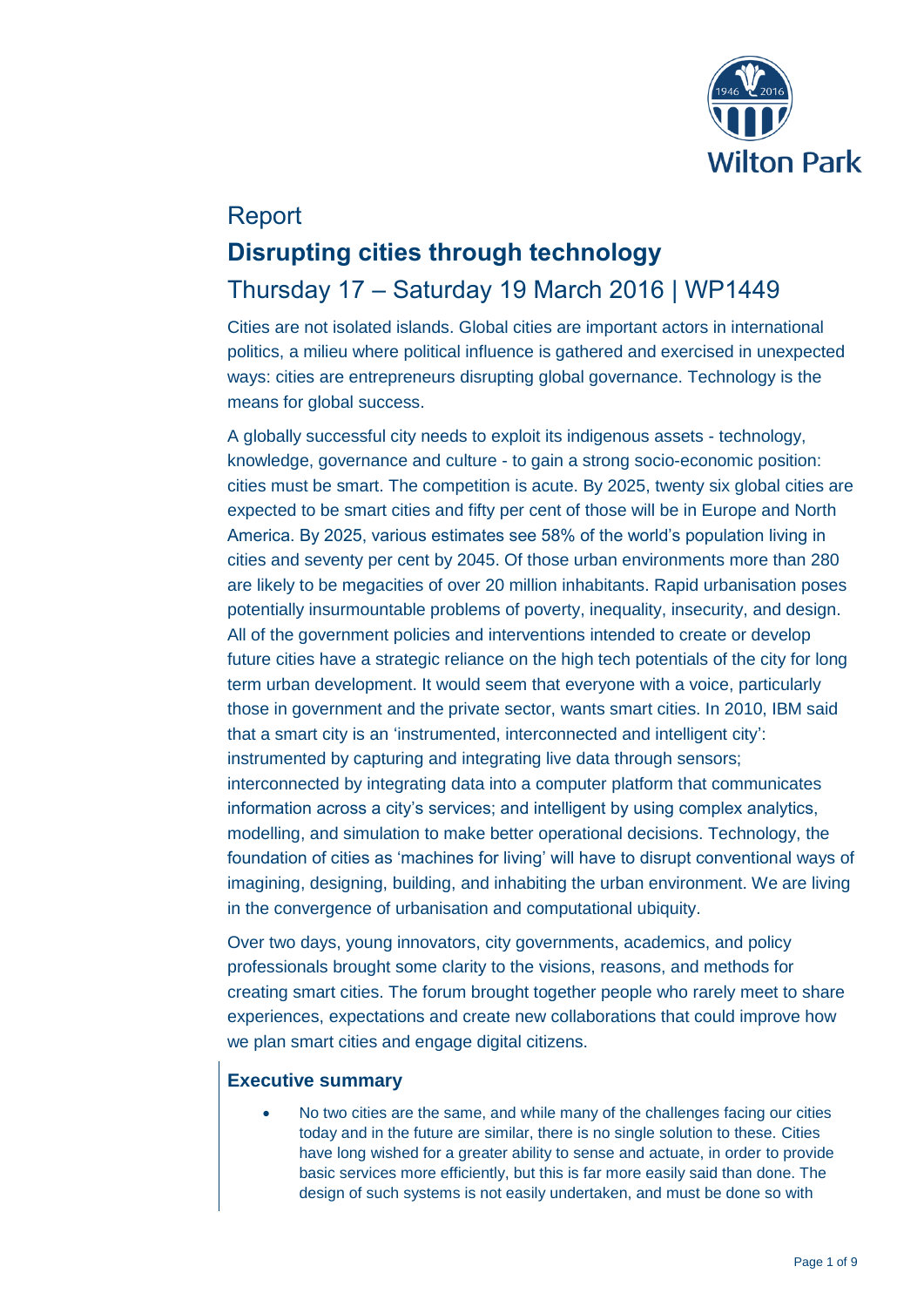# Report

## Disrupting cities through technology

## Thursday 17 – Saturday 19 March 2016 | WP1449

Cities are not isolated islands. Global cities are important actors in international politics, a milieu where political influence is gathered and exercised in unexpected ways: cities are entrepreneurs disrupting global governance. Technology is the means for global success.

A globally successful city needs to exploit its indigenous assets - technology, knowledge, governance and culture - to gain a strong socio-economic position: cities must be smart. The competition is acute. By 2025, twenty six global cities are expected to be smart cities and fifty per cent of those will be in Europe and North America. By 2025, various estimates see 58% of the world's population living in cities and seventy per cent by 2045. Of those urban environments more than 280 are likely to be megacities of over 20 million inhabitants. Rapid urbanisation poses potentially insurmountable problems of poverty, inequality, insecurity, and design. All of the government policies and interventions intended to create or develop future cities have a strategic reliance on the high tech potentials of the city for long term urban development. It would seem that everyone with a voice, particularly those in government and the private sector, wants smart cities. In 2010, IBM said that a smart city is an 'instrumented, interconnected and intelligent city': instrumented by capturing and integrating live data through sensors; interconnected by integrating data into a computer platform that communicates information across a city's services; and intelligent by using complex analytics, modelling, and simulation to make better operational decisions. Technology, the foundation of cities as 'machines for living' will have to disrupt conventional ways of imagining, designing, building, and inhabiting the urban environment. We are living in the convergence of urbanisation and computational ubiquity.

Over two days, young innovators, city governments, academics, and policy professionals brought some clarity to the visions, reasons, and methods for creating smart cities. The forum brought together people who rarely meet to share experiences, expectations and create new collaborations that could improve how we plan smart cities and engage digital citizens.

### Executive summary

- No two cities are the same, and while many of the challenges facing our cities today and in the future are similar, there is no single solution to these. Cities have long wished for a greater ability to sense and actuate, in order to provide basic services more efficiently, but this is far more easily said than done. The design of such systems is not easily undertaken, and must be done so with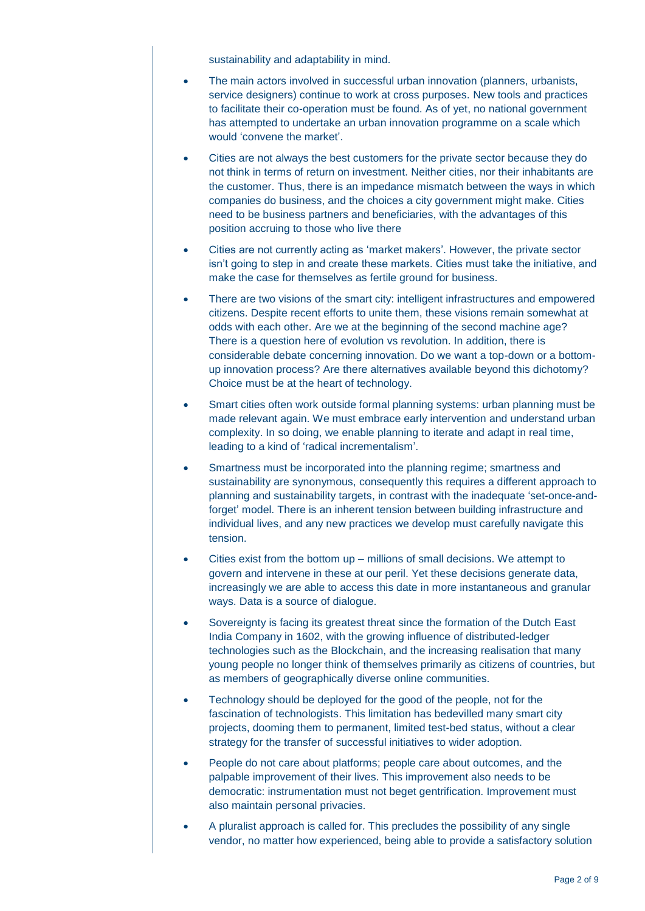sustainability and adaptability in mind.

- The main actors involved in successful urban innovation (planners, urbanists, service designers) continue to work at cross purposes. New tools and practices to facilitate their co-operation must be found. As of yet, no national government has attempted to undertake an urban innovation programme on a scale which would 'convene the market'.
- Cities are not always the best customers for the private sector because they do not think in terms of return on investment. Neither cities, nor their inhabitants are the customer. Thus, there is an impedance mismatch between the ways in which companies do business, and the choices a city government might make. Cities need to be business partners and beneficiaries, with the advantages of this position accruing to those who live there
- Cities are not currently acting as 'market makers'. However, the private sector isn't going to step in and create these markets. Cities must take the initiative, and make the case for themselves as fertile ground for business.
- There are two visions of the smart city: intelligent infrastructures and empowered citizens. Despite recent efforts to unite them, these visions remain somewhat at odds with each other. Are we at the beginning of the second machine age? There is a question here of evolution vs revolution. In addition, there is considerable debate concerning innovation. Do we want a top-down or a bottom-up innovation process? Are there alternatives available beyond this dichotomy? Choice must be at the heart of technology.
- Smart cities often work outside formal planning systems: urban planning must be made relevant again. We must embrace early intervention and understand urban complexity. In so doing, we enable planning to iterate and adapt in real time, leading to a kind of 'radical incrementalism'.
- Smartness must be incorporated into the planning regime; smartness and sustainability are synonymous, consequently this requires a different approach to planning and sustainability targets, in contrast with the inadequate 'set-once-and-forget' model. There is an inherent tension between building infrastructure and individual lives, and any new practices we develop must carefully navigate this tension.
- Cities exist from the bottom up – millions of small decisions. We attempt to govern and intervene in these at our peril. Yet these decisions generate data, increasingly we are able to access this date in more instantaneous and granular ways. Data is a source of dialogue.
- Sovereignty is facing its greatest threat since the formation of the Dutch East India Company in 1602, with the growing influence of distributed-ledger technologies such as the Blockchain, and the increasing realisation that many young people no longer think of themselves primarily as citizens of countries, but as members of geographically diverse online communities.
- Technology should be deployed for the good of the people, not for the fascination of technologists. This limitation has bedevilled many smart city projects, dooming them to permanent, limited test-bed status, without a clear strategy for the transfer of successful initiatives to wider adoption.
- People do not care about platforms; people care about outcomes, and the palpable improvement of their lives. This improvement also needs to be democratic: instrumentation must not beget gentrification. Improvement must also maintain personal privacies.
- A pluralist approach is called for. This precludes the possibility of any single vendor, no matter how experienced, being able to provide a satisfactory solution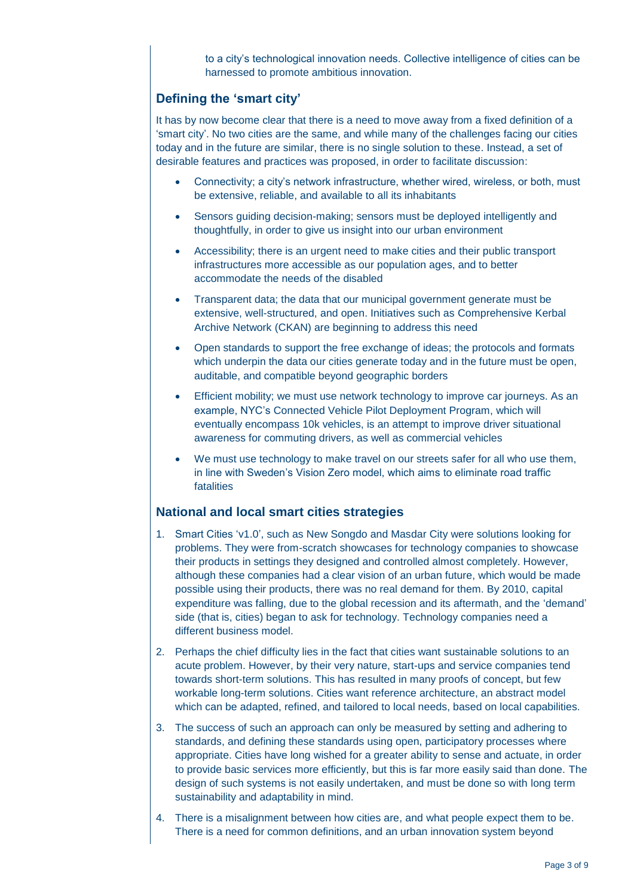to a city's technological innovation needs. Collective intelligence of cities can be harnessed to promote ambitious innovation.

## Defining the 'smart city'

It has by now become clear that there is a need to move away from a fixed definition of a 'smart city'. No two cities are the same, and while many of the challenges facing our cities today and in the future are similar, there is no single solution to these. Instead, a set of desirable features and practices was proposed, in order to facilitate discussion:

- Connectivity; a city's network infrastructure, whether wired, wireless, or both, must be extensive, reliable, and available to all its inhabitants
- Sensors guiding decision-making; sensors must be deployed intelligently and thoughtfully, in order to give us insight into our urban environment
- Accessibility; there is an urgent need to make cities and their public transport infrastructures more accessible as our population ages, and to better accommodate the needs of the disabled
- Transparent data; the data that our municipal government generate must be extensive, well-structured, and open. Initiatives such as Comprehensive Kerbal Archive Network (CKAN) are beginning to address this need
- Open standards to support the free exchange of ideas; the protocols and formats which underpin the data our cities generate today and in the future must be open, auditable, and compatible beyond geographic borders
- Efficient mobility; we must use network technology to improve car journeys. As an example, NYC's Connected Vehicle Pilot Deployment Program, which will eventually encompass 10k vehicles, is an attempt to improve driver situational awareness for commuting drivers, as well as commercial vehicles
- We must use technology to make travel on our streets safer for all who use them, in line with Sweden's Vision Zero model, which aims to eliminate road traffic fatalities

## National and local smart cities strategies

1. Smart Cities 'v1.0', such as New Songdo and Masdar City were solutions looking for problems. They were from-scratch showcases for technology companies to showcase their products in settings they designed and controlled almost completely. However, although these companies had a clear vision of an urban future, which would be made possible using their products, there was no real demand for them. By 2010, capital expenditure was falling, due to the global recession and its aftermath, and the 'demand' side (that is, cities) began to ask for technology. Technology companies need a different business model.
2. Perhaps the chief difficulty lies in the fact that cities want sustainable solutions to an acute problem. However, by their very nature, start-ups and service companies tend towards short-term solutions. This has resulted in many proofs of concept, but few workable long-term solutions. Cities want reference architecture, an abstract model which can be adapted, refined, and tailored to local needs, based on local capabilities.
3. The success of such an approach can only be measured by setting and adhering to standards, and defining these standards using open, participatory processes where appropriate. Cities have long wished for a greater ability to sense and actuate, in order to provide basic services more efficiently, but this is far more easily said than done. The design of such systems is not easily undertaken, and must be done so with long term sustainability and adaptability in mind.
4. There is a misalignment between how cities are, and what people expect them to be. There is a need for common definitions, and an urban innovation system beyond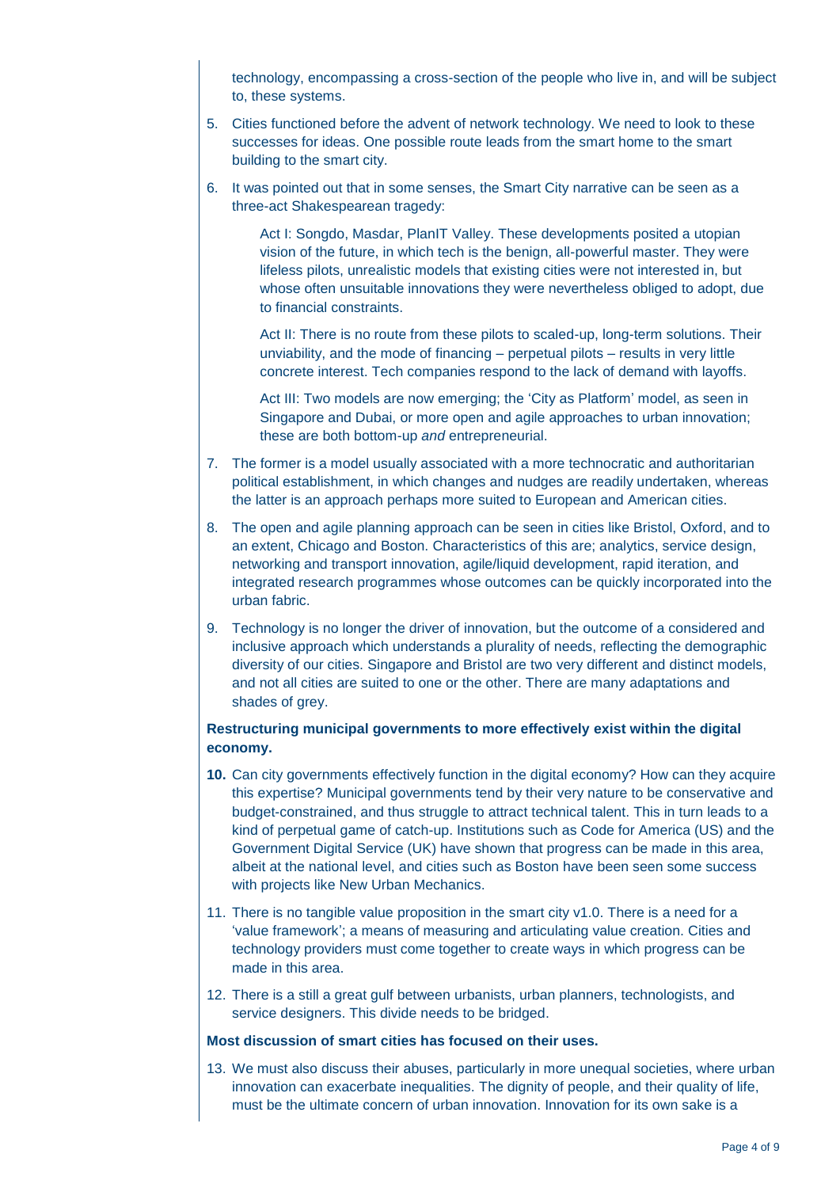technology, encompassing a cross-section of the people who live in, and will be subject to, these systems.

5. Cities functioned before the advent of network technology. We need to look to these successes for ideas. One possible route leads from the smart home to the smart building to the smart city.

6. It was pointed out that in some senses, the Smart City narrative can be seen as a three-act Shakespearean tragedy:

   Act I: Songdo, Masdar, PlanIT Valley. These developments posited a utopian vision of the future, in which tech is the benign, all-powerful master. They were lifeless pilots, unrealistic models that existing cities were not interested in, but whose often unsuitable innovations they were nevertheless obliged to adopt, due to financial constraints.

   Act II: There is no route from these pilots to scaled-up, long-term solutions. Their unviability, and the mode of financing – perpetual pilots – results in very little concrete interest. Tech companies respond to the lack of demand with layoffs.

   Act III: Two models are now emerging; the 'City as Platform' model, as seen in Singapore and Dubai, or more open and agile approaches to urban innovation; these are both bottom-up *and* entrepreneurial.

7. The former is a model usually associated with a more technocratic and authoritarian political establishment, in which changes and nudges are readily undertaken, whereas the latter is an approach perhaps more suited to European and American cities.

8. The open and agile planning approach can be seen in cities like Bristol, Oxford, and to an extent, Chicago and Boston. Characteristics of this are; analytics, service design, networking and transport innovation, agile/liquid development, rapid iteration, and integrated research programmes whose outcomes can be quickly incorporated into the urban fabric.

9. Technology is no longer the driver of innovation, but the outcome of a considered and inclusive approach which understands a plurality of needs, reflecting the demographic diversity of our cities. Singapore and Bristol are two very different and distinct models, and not all cities are suited to one or the other. There are many adaptations and shades of grey.

**Restructuring municipal governments to more effectively exist within the digital economy.**

10. Can city governments effectively function in the digital economy? How can they acquire this expertise? Municipal governments tend by their very nature to be conservative and budget-constrained, and thus struggle to attract technical talent. This in turn leads to a kind of perpetual game of catch-up. Institutions such as Code for America (US) and the Government Digital Service (UK) have shown that progress can be made in this area, albeit at the national level, and cities such as Boston have been seen some success with projects like New Urban Mechanics.

11. There is no tangible value proposition in the smart city v1.0. There is a need for a 'value framework'; a means of measuring and articulating value creation. Cities and technology providers must come together to create ways in which progress can be made in this area.

12. There is a still a great gulf between urbanists, urban planners, technologists, and service designers. This divide needs to be bridged.

**Most discussion of smart cities has focused on their uses.**

13. We must also discuss their abuses, particularly in more unequal societies, where urban innovation can exacerbate inequalities. The dignity of people, and their quality of life, must be the ultimate concern of urban innovation. Innovation for its own sake is a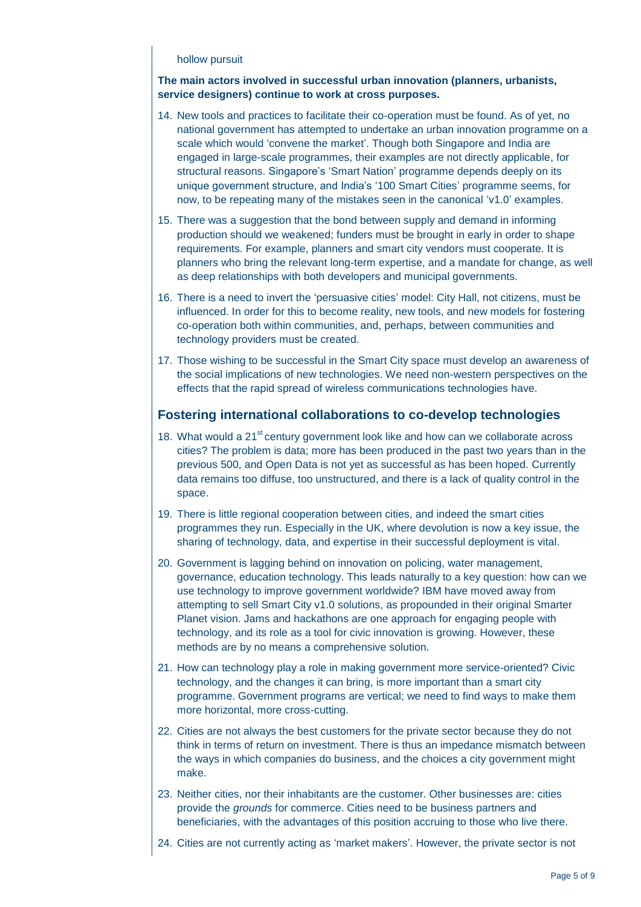hollow pursuit

**The main actors involved in successful urban innovation (planners, urbanists, service designers) continue to work at cross purposes.**

14. New tools and practices to facilitate their co-operation must be found. As of yet, no national government has attempted to undertake an urban innovation programme on a scale which would 'convene the market'. Though both Singapore and India are engaged in large-scale programmes, their examples are not directly applicable, for structural reasons. Singapore's 'Smart Nation' programme depends deeply on its unique government structure, and India's '100 Smart Cities' programme seems, for now, to be repeating many of the mistakes seen in the canonical 'v1.0' examples.

15. There was a suggestion that the bond between supply and demand in informing production should we weakened; funders must be brought in early in order to shape requirements. For example, planners and smart city vendors must cooperate. It is planners who bring the relevant long-term expertise, and a mandate for change, as well as deep relationships with both developers and municipal governments.

16. There is a need to invert the 'persuasive cities' model: City Hall, not citizens, must be influenced. In order for this to become reality, new tools, and new models for fostering co-operation both within communities, and, perhaps, between communities and technology providers must be created.

17. Those wishing to be successful in the Smart City space must develop an awareness of the social implications of new technologies. We need non-western perspectives on the effects that the rapid spread of wireless communications technologies have.

## Fostering international collaborations to co-develop technologies

18. What would a 21st century government look like and how can we collaborate across cities? The problem is data; more has been produced in the past two years than in the previous 500, and Open Data is not yet as successful as has been hoped. Currently data remains too diffuse, too unstructured, and there is a lack of quality control in the space.

19. There is little regional cooperation between cities, and indeed the smart cities programmes they run. Especially in the UK, where devolution is now a key issue, the sharing of technology, data, and expertise in their successful deployment is vital.

20. Government is lagging behind on innovation on policing, water management, governance, education technology. This leads naturally to a key question: how can we use technology to improve government worldwide? IBM have moved away from attempting to sell Smart City v1.0 solutions, as propounded in their original Smarter Planet vision. Jams and hackathons are one approach for engaging people with technology, and its role as a tool for civic innovation is growing. However, these methods are by no means a comprehensive solution.

21. How can technology play a role in making government more service-oriented? Civic technology, and the changes it can bring, is more important than a smart city programme. Government programs are vertical; we need to find ways to make them more horizontal, more cross-cutting.

22. Cities are not always the best customers for the private sector because they do not think in terms of return on investment. There is thus an impedance mismatch between the ways in which companies do business, and the choices a city government might make.

23. Neither cities, nor their inhabitants are the customer. Other businesses are: cities provide the *grounds* for commerce. Cities need to be business partners and beneficiaries, with the advantages of this position accruing to those who live there.

24. Cities are not currently acting as 'market makers'. However, the private sector is not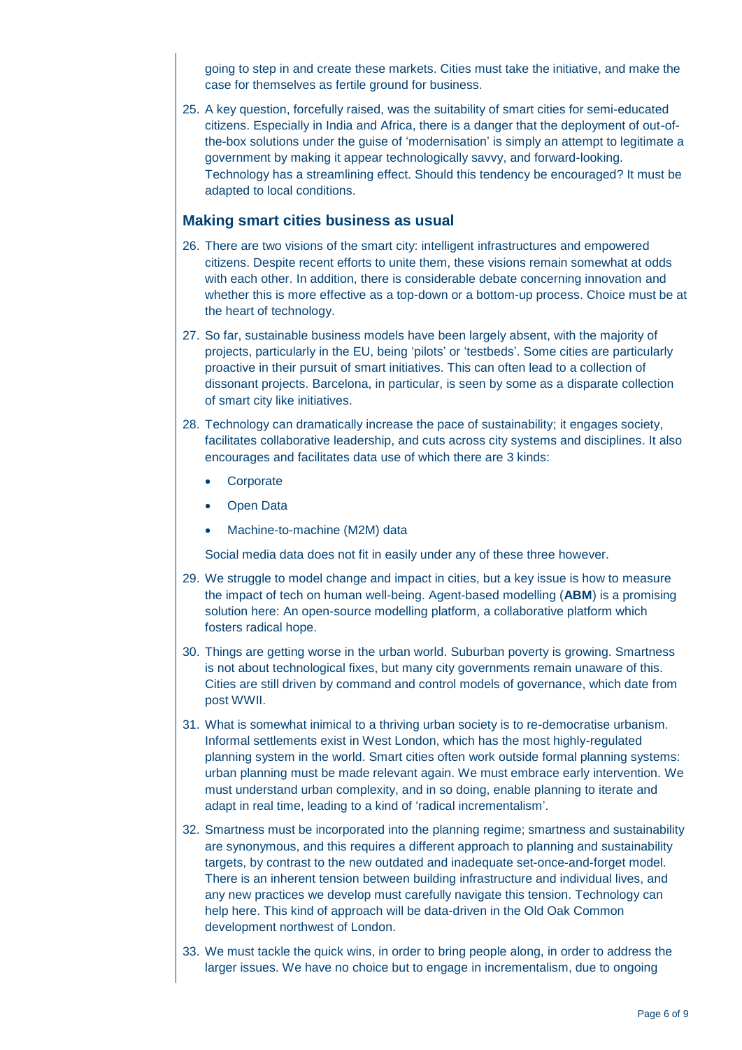going to step in and create these markets. Cities must take the initiative, and make the case for themselves as fertile ground for business.

25. A key question, forcefully raised, was the suitability of smart cities for semi-educated citizens. Especially in India and Africa, there is a danger that the deployment of out-of-the-box solutions under the guise of 'modernisation' is simply an attempt to legitimate a government by making it appear technologically savvy, and forward-looking. Technology has a streamlining effect. Should this tendency be encouraged? It must be adapted to local conditions.

## Making smart cities business as usual

26. There are two visions of the smart city: intelligent infrastructures and empowered citizens. Despite recent efforts to unite them, these visions remain somewhat at odds with each other. In addition, there is considerable debate concerning innovation and whether this is more effective as a top-down or a bottom-up process. Choice must be at the heart of technology.

27. So far, sustainable business models have been largely absent, with the majority of projects, particularly in the EU, being 'pilots' or 'testbeds'. Some cities are particularly proactive in their pursuit of smart initiatives. This can often lead to a collection of dissonant projects. Barcelona, in particular, is seen by some as a disparate collection of smart city like initiatives.

28. Technology can dramatically increase the pace of sustainability; it engages society, facilitates collaborative leadership, and cuts across city systems and disciplines. It also encourages and facilitates data use of which there are 3 kinds:

    - Corporate
    - Open Data
    - Machine-to-machine (M2M) data

    Social media data does not fit in easily under any of these three however.

29. We struggle to model change and impact in cities, but a key issue is how to measure the impact of tech on human well-being. Agent-based modelling (**ABM**) is a promising solution here: An open-source modelling platform, a collaborative platform which fosters radical hope.

30. Things are getting worse in the urban world. Suburban poverty is growing. Smartness is not about technological fixes, but many city governments remain unaware of this. Cities are still driven by command and control models of governance, which date from post WWII.

31. What is somewhat inimical to a thriving urban society is to re-democratise urbanism. Informal settlements exist in West London, which has the most highly-regulated planning system in the world. Smart cities often work outside formal planning systems: urban planning must be made relevant again. We must embrace early intervention. We must understand urban complexity, and in so doing, enable planning to iterate and adapt in real time, leading to a kind of 'radical incrementalism'.

32. Smartness must be incorporated into the planning regime; smartness and sustainability are synonymous, and this requires a different approach to planning and sustainability targets, by contrast to the new outdated and inadequate set-once-and-forget model. There is an inherent tension between building infrastructure and individual lives, and any new practices we develop must carefully navigate this tension. Technology can help here. This kind of approach will be data-driven in the Old Oak Common development northwest of London.

33. We must tackle the quick wins, in order to bring people along, in order to address the larger issues. We have no choice but to engage in incrementalism, due to ongoing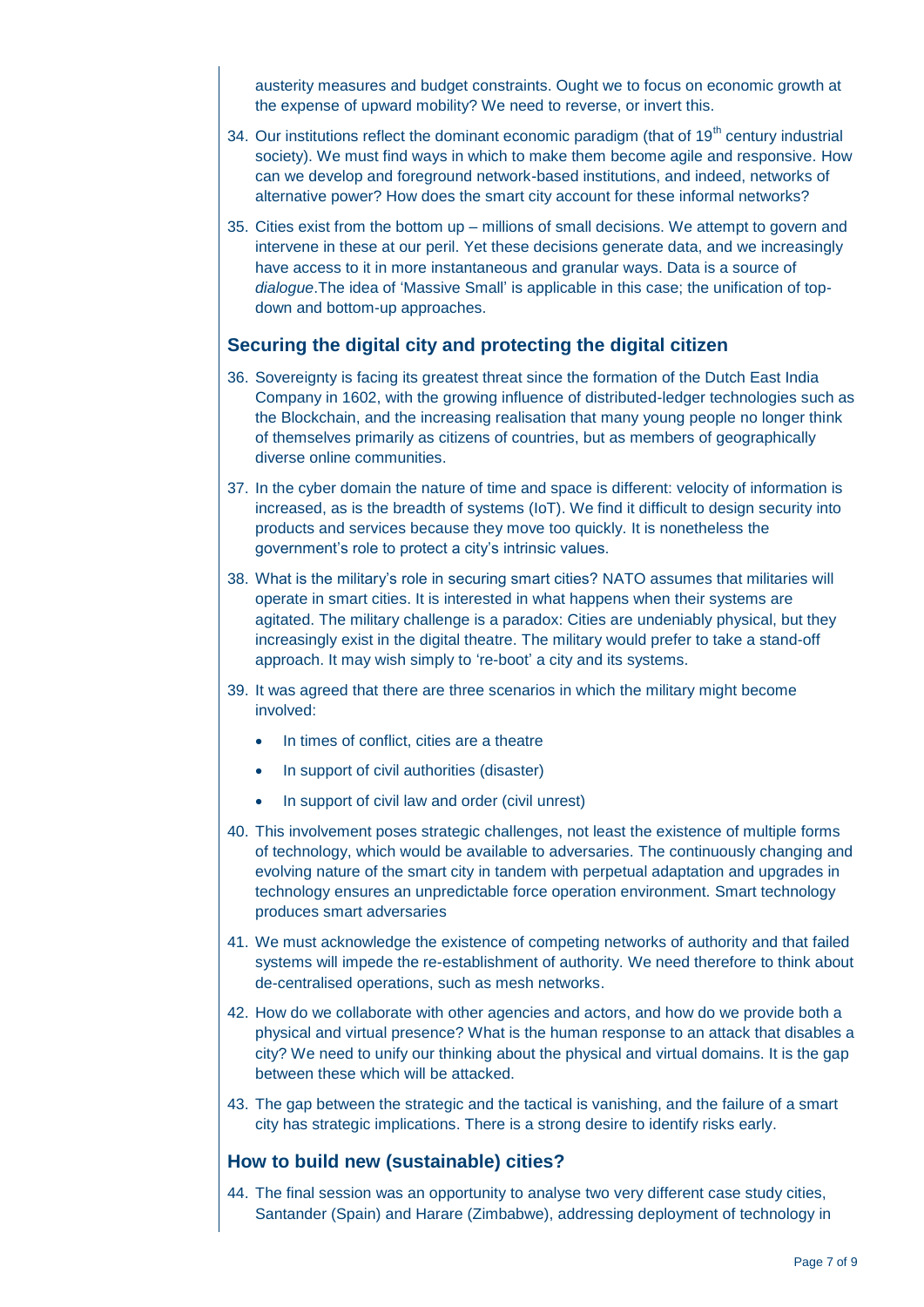austerity measures and budget constraints. Ought we to focus on economic growth at the expense of upward mobility? We need to reverse, or invert this.

34. Our institutions reflect the dominant economic paradigm (that of 19th century industrial society). We must find ways in which to make them become agile and responsive. How can we develop and foreground network-based institutions, and indeed, networks of alternative power? How does the smart city account for these informal networks?

35. Cities exist from the bottom up – millions of small decisions. We attempt to govern and intervene in these at our peril. Yet these decisions generate data, and we increasingly have access to it in more instantaneous and granular ways. Data is a source of *dialogue*.The idea of 'Massive Small' is applicable in this case; the unification of top-down and bottom-up approaches.

## Securing the digital city and protecting the digital citizen

36. Sovereignty is facing its greatest threat since the formation of the Dutch East India Company in 1602, with the growing influence of distributed-ledger technologies such as the Blockchain, and the increasing realisation that many young people no longer think of themselves primarily as citizens of countries, but as members of geographically diverse online communities.

37. In the cyber domain the nature of time and space is different: velocity of information is increased, as is the breadth of systems (IoT). We find it difficult to design security into products and services because they move too quickly. It is nonetheless the government's role to protect a city's intrinsic values.

38. What is the military's role in securing smart cities? NATO assumes that militaries will operate in smart cities. It is interested in what happens when their systems are agitated. The military challenge is a paradox: Cities are undeniably physical, but they increasingly exist in the digital theatre. The military would prefer to take a stand-off approach. It may wish simply to 're-boot' a city and its systems.

39. It was agreed that there are three scenarios in which the military might become involved:

    - In times of conflict, cities are a theatre
    - In support of civil authorities (disaster)
    - In support of civil law and order (civil unrest)

40. This involvement poses strategic challenges, not least the existence of multiple forms of technology, which would be available to adversaries. The continuously changing and evolving nature of the smart city in tandem with perpetual adaptation and upgrades in technology ensures an unpredictable force operation environment. Smart technology produces smart adversaries

41. We must acknowledge the existence of competing networks of authority and that failed systems will impede the re-establishment of authority. We need therefore to think about de-centralised operations, such as mesh networks.

42. How do we collaborate with other agencies and actors, and how do we provide both a physical and virtual presence? What is the human response to an attack that disables a city? We need to unify our thinking about the physical and virtual domains. It is the gap between these which will be attacked.

43. The gap between the strategic and the tactical is vanishing, and the failure of a smart city has strategic implications. There is a strong desire to identify risks early.

## How to build new (sustainable) cities?

44. The final session was an opportunity to analyse two very different case study cities, Santander (Spain) and Harare (Zimbabwe), addressing deployment of technology in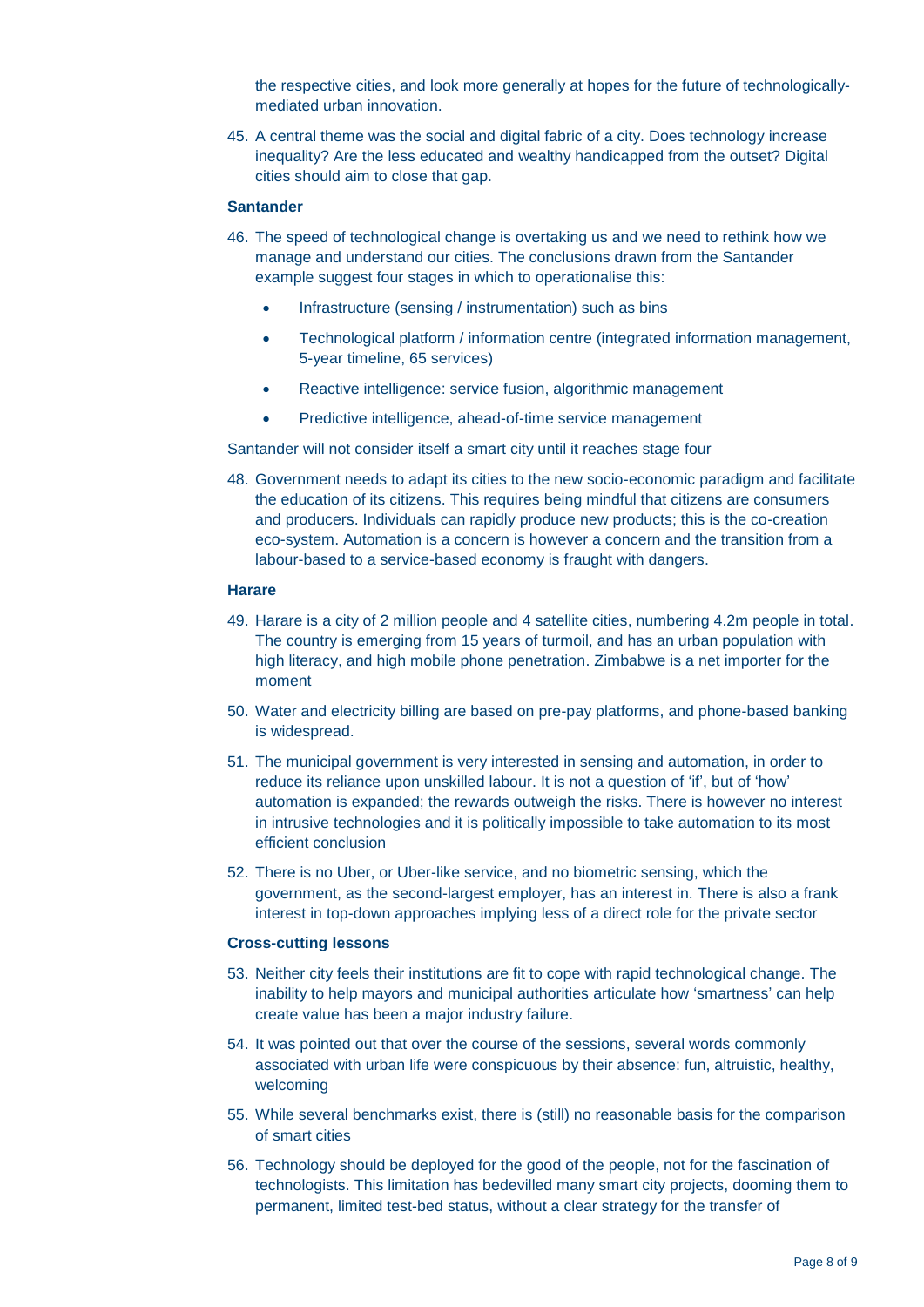the respective cities, and look more generally at hopes for the future of technologically-mediated urban innovation.

45. A central theme was the social and digital fabric of a city. Does technology increase inequality? Are the less educated and wealthy handicapped from the outset? Digital cities should aim to close that gap.

**Santander**

46. The speed of technological change is overtaking us and we need to rethink how we manage and understand our cities. The conclusions drawn from the Santander example suggest four stages in which to operationalise this:

    - Infrastructure (sensing / instrumentation) such as bins
    - Technological platform / information centre (integrated information management, 5-year timeline, 65 services)
    - Reactive intelligence: service fusion, algorithmic management
    - Predictive intelligence, ahead-of-time service management

Santander will not consider itself a smart city until it reaches stage four

48. Government needs to adapt its cities to the new socio-economic paradigm and facilitate the education of its citizens. This requires being mindful that citizens are consumers and producers. Individuals can rapidly produce new products; this is the co-creation eco-system. Automation is a concern is however a concern and the transition from a labour-based to a service-based economy is fraught with dangers.

**Harare**

49. Harare is a city of 2 million people and 4 satellite cities, numbering 4.2m people in total. The country is emerging from 15 years of turmoil, and has an urban population with high literacy, and high mobile phone penetration. Zimbabwe is a net importer for the moment

50. Water and electricity billing are based on pre-pay platforms, and phone-based banking is widespread.

51. The municipal government is very interested in sensing and automation, in order to reduce its reliance upon unskilled labour. It is not a question of 'if', but of 'how' automation is expanded; the rewards outweigh the risks. There is however no interest in intrusive technologies and it is politically impossible to take automation to its most efficient conclusion

52. There is no Uber, or Uber-like service, and no biometric sensing, which the government, as the second-largest employer, has an interest in. There is also a frank interest in top-down approaches implying less of a direct role for the private sector

**Cross-cutting lessons**

53. Neither city feels their institutions are fit to cope with rapid technological change. The inability to help mayors and municipal authorities articulate how 'smartness' can help create value has been a major industry failure.

54. It was pointed out that over the course of the sessions, several words commonly associated with urban life were conspicuous by their absence: fun, altruistic, healthy, welcoming

55. While several benchmarks exist, there is (still) no reasonable basis for the comparison of smart cities

56. Technology should be deployed for the good of the people, not for the fascination of technologists. This limitation has bedevilled many smart city projects, dooming them to permanent, limited test-bed status, without a clear strategy for the transfer of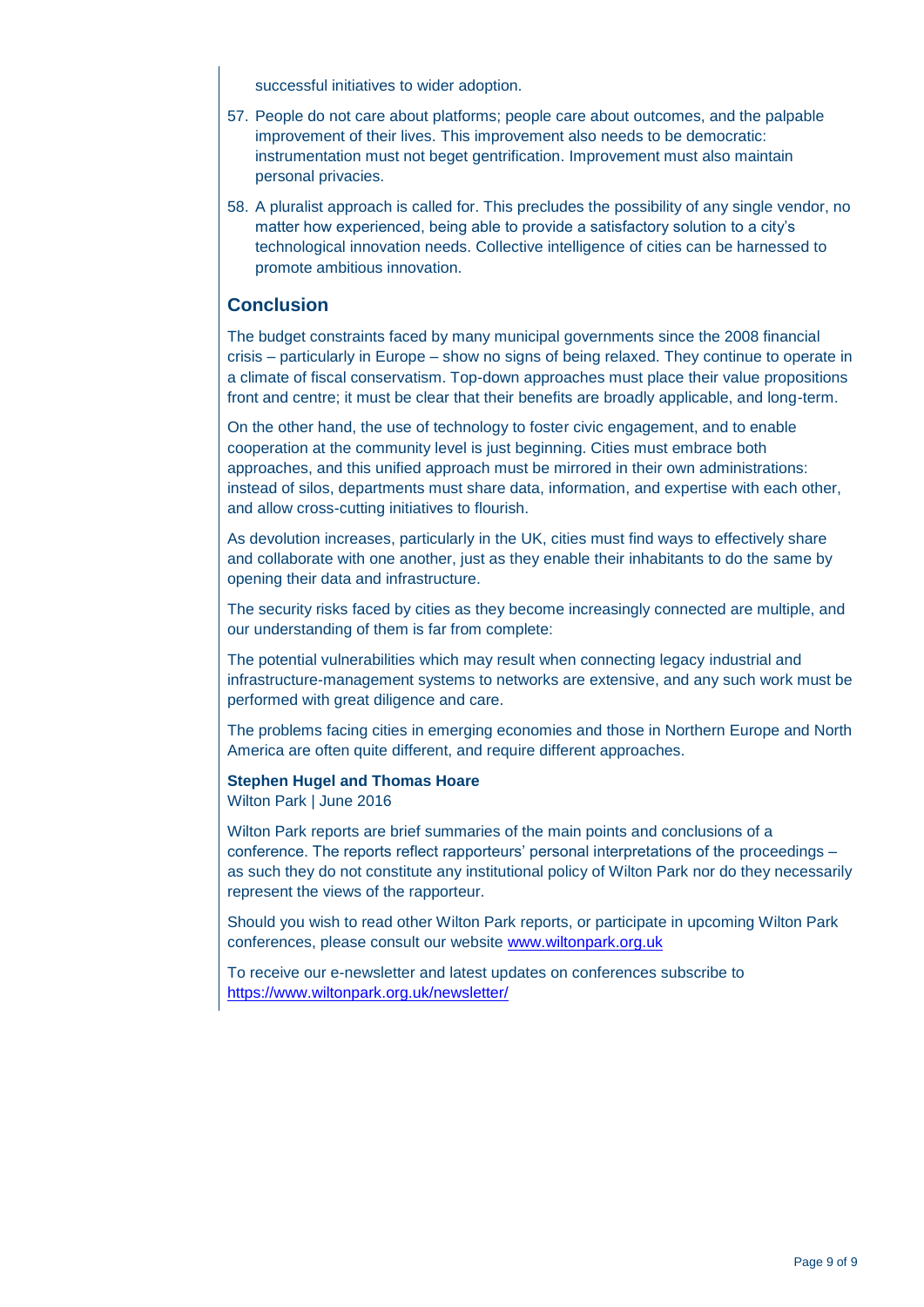successful initiatives to wider adoption.

57. People do not care about platforms; people care about outcomes, and the palpable improvement of their lives. This improvement also needs to be democratic: instrumentation must not beget gentrification. Improvement must also maintain personal privacies.

58. A pluralist approach is called for. This precludes the possibility of any single vendor, no matter how experienced, being able to provide a satisfactory solution to a city's technological innovation needs. Collective intelligence of cities can be harnessed to promote ambitious innovation.

## Conclusion

The budget constraints faced by many municipal governments since the 2008 financial crisis – particularly in Europe – show no signs of being relaxed. They continue to operate in a climate of fiscal conservatism. Top-down approaches must place their value propositions front and centre; it must be clear that their benefits are broadly applicable, and long-term.

On the other hand, the use of technology to foster civic engagement, and to enable cooperation at the community level is just beginning. Cities must embrace both approaches, and this unified approach must be mirrored in their own administrations: instead of silos, departments must share data, information, and expertise with each other, and allow cross-cutting initiatives to flourish.

As devolution increases, particularly in the UK, cities must find ways to effectively share and collaborate with one another, just as they enable their inhabitants to do the same by opening their data and infrastructure.

The security risks faced by cities as they become increasingly connected are multiple, and our understanding of them is far from complete:

The potential vulnerabilities which may result when connecting legacy industrial and infrastructure-management systems to networks are extensive, and any such work must be performed with great diligence and care.

The problems facing cities in emerging economies and those in Northern Europe and North America are often quite different, and require different approaches.

**Stephen Hugel and Thomas Hoare**
Wilton Park | June 2016

Wilton Park reports are brief summaries of the main points and conclusions of a conference. The reports reflect rapporteurs' personal interpretations of the proceedings – as such they do not constitute any institutional policy of Wilton Park nor do they necessarily represent the views of the rapporteur.

Should you wish to read other Wilton Park reports, or participate in upcoming Wilton Park conferences, please consult our website www.wiltonpark.org.uk

To receive our e-newsletter and latest updates on conferences subscribe to https://www.wiltonpark.org.uk/newsletter/